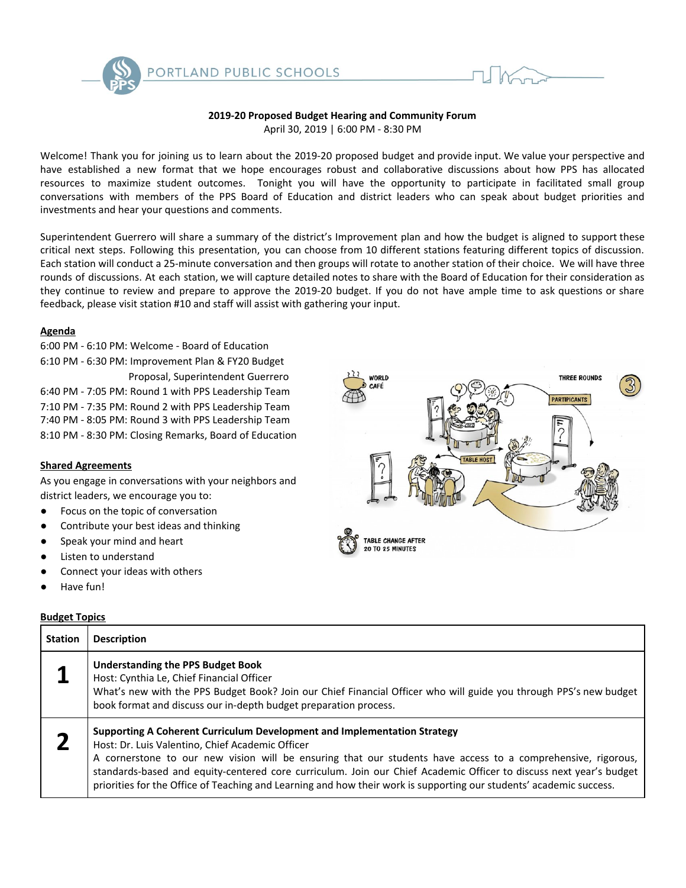PORTLAND PUBLIC SCHOOLS

**2019-20 Proposed Budget Hearing and Community Forum**
April 30, 2019 | 6:00 PM - 8:30 PM

Welcome! Thank you for joining us to learn about the 2019-20 proposed budget and provide input. We value your perspective and have established a new format that we hope encourages robust and collaborative discussions about how PPS has allocated resources to maximize student outcomes. Tonight you will have the opportunity to participate in facilitated small group conversations with members of the PPS Board of Education and district leaders who can speak about budget priorities and investments and hear your questions and comments.

Superintendent Guerrero will share a summary of the district's Improvement plan and how the budget is aligned to support these critical next steps. Following this presentation, you can choose from 10 different stations featuring different topics of discussion. Each station will conduct a 25-minute conversation and then groups will rotate to another station of their choice. We will have three rounds of discussions. At each station, we will capture detailed notes to share with the Board of Education for their consideration as they continue to review and prepare to approve the 2019-20 budget. If you do not have ample time to ask questions or share feedback, please visit station #10 and staff will assist with gathering your input.

**Agenda**

6:00 PM - 6:10 PM: Welcome - Board of Education
6:10 PM - 6:30 PM: Improvement Plan & FY20 Budget Proposal, Superintendent Guerrero
6:40 PM - 7:05 PM: Round 1 with PPS Leadership Team
7:10 PM - 7:35 PM: Round 2 with PPS Leadership Team
7:40 PM - 8:05 PM: Round 3 with PPS Leadership Team
8:10 PM - 8:30 PM: Closing Remarks, Board of Education

**Shared Agreements**

As you engage in conversations with your neighbors and district leaders, we encourage you to:

- Focus on the topic of conversation
- Contribute your best ideas and thinking
- Speak your mind and heart
- Listen to understand
- Connect your ideas with others
- Have fun!

WORLD CAFÉ
THREE ROUNDS
PARTICIPANTS
TABLE HOST
TABLE CHANGE AFTER 20 TO 25 MINUTES

**Budget Topics**

| Station | Description |
| --- | --- |
| **1** | **Understanding the PPS Budget Book**<br>Host: Cynthia Le, Chief Financial Officer<br>What's new with the PPS Budget Book? Join our Chief Financial Officer who will guide you through PPS's new budget book format and discuss our in-depth budget preparation process. |
| **2** | **Supporting A Coherent Curriculum Development and Implementation Strategy**<br>Host: Dr. Luis Valentino, Chief Academic Officer<br>A cornerstone to our new vision will be ensuring that our students have access to a comprehensive, rigorous, standards-based and equity-centered core curriculum. Join our Chief Academic Officer to discuss next year's budget priorities for the Office of Teaching and Learning and how their work is supporting our students' academic success. |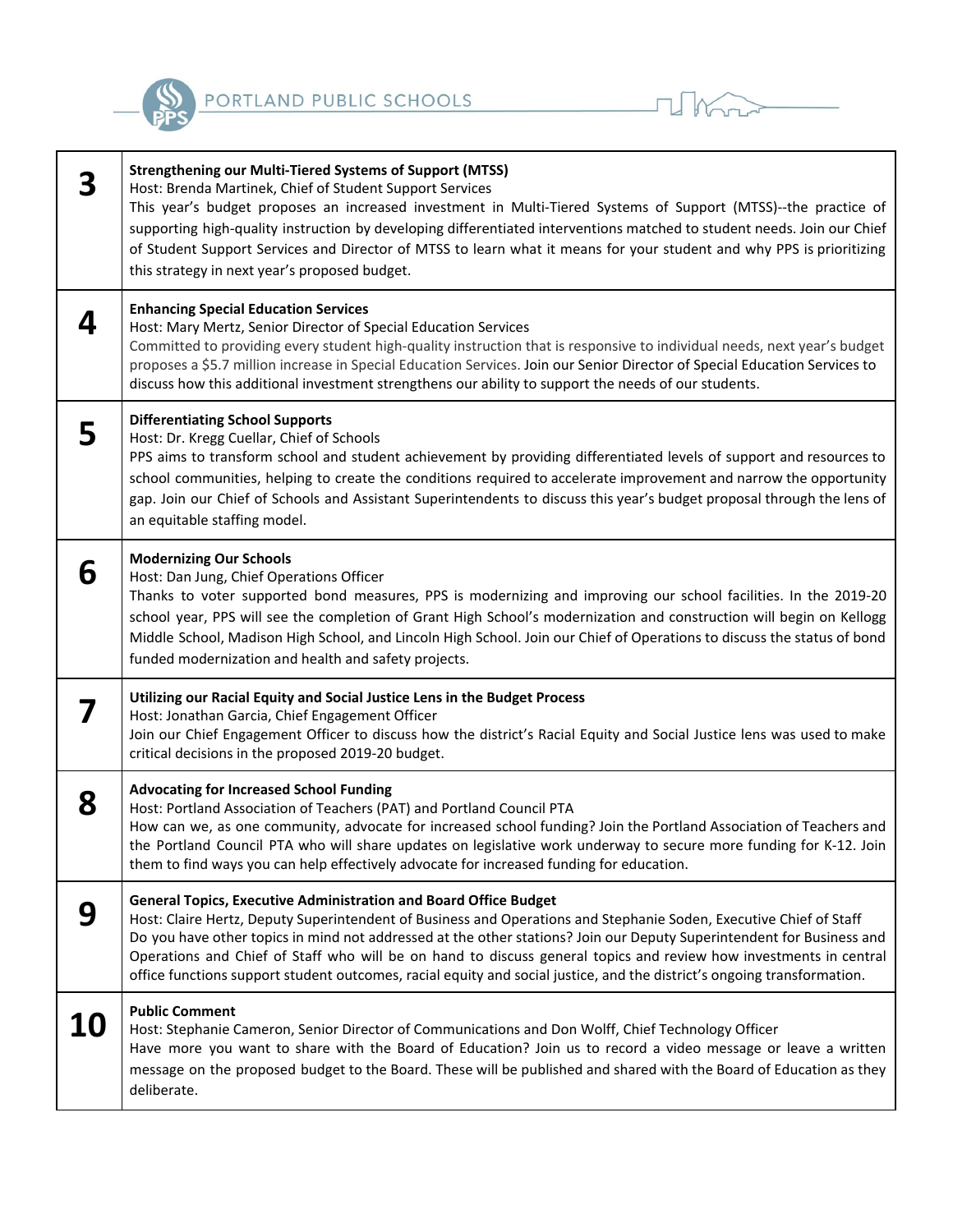| | |
|---|---|
| **3** | **Strengthening our Multi-Tiered Systems of Support (MTSS)**<br>Host: Brenda Martinek, Chief of Student Support Services<br>This year's budget proposes an increased investment in Multi-Tiered Systems of Support (MTSS)--the practice of supporting high-quality instruction by developing differentiated interventions matched to student needs. Join our Chief of Student Support Services and Director of MTSS to learn what it means for your student and why PPS is prioritizing this strategy in next year's proposed budget. |
| **4** | **Enhancing Special Education Services**<br>Host: Mary Mertz, Senior Director of Special Education Services<br>Committed to providing every student high-quality instruction that is responsive to individual needs, next year's budget proposes a $5.7 million increase in Special Education Services. Join our Senior Director of Special Education Services to discuss how this additional investment strengthens our ability to support the needs of our students. |
| **5** | **Differentiating School Supports**<br>Host: Dr. Kregg Cuellar, Chief of Schools<br>PPS aims to transform school and student achievement by providing differentiated levels of support and resources to school communities, helping to create the conditions required to accelerate improvement and narrow the opportunity gap. Join our Chief of Schools and Assistant Superintendents to discuss this year's budget proposal through the lens of an equitable staffing model. |
| **6** | **Modernizing Our Schools**<br>Host: Dan Jung, Chief Operations Officer<br>Thanks to voter supported bond measures, PPS is modernizing and improving our school facilities. In the 2019-20 school year, PPS will see the completion of Grant High School's modernization and construction will begin on Kellogg Middle School, Madison High School, and Lincoln High School. Join our Chief of Operations to discuss the status of bond funded modernization and health and safety projects. |
| **7** | **Utilizing our Racial Equity and Social Justice Lens in the Budget Process**<br>Host: Jonathan Garcia, Chief Engagement Officer<br>Join our Chief Engagement Officer to discuss how the district's Racial Equity and Social Justice lens was used to make critical decisions in the proposed 2019-20 budget. |
| **8** | **Advocating for Increased School Funding**<br>Host: Portland Association of Teachers (PAT) and Portland Council PTA<br>How can we, as one community, advocate for increased school funding? Join the Portland Association of Teachers and the Portland Council PTA who will share updates on legislative work underway to secure more funding for K-12. Join them to find ways you can help effectively advocate for increased funding for education. |
| **9** | **General Topics, Executive Administration and Board Office Budget**<br>Host: Claire Hertz, Deputy Superintendent of Business and Operations and Stephanie Soden, Executive Chief of Staff<br>Do you have other topics in mind not addressed at the other stations? Join our Deputy Superintendent for Business and Operations and Chief of Staff who will be on hand to discuss general topics and review how investments in central office functions support student outcomes, racial equity and social justice, and the district's ongoing transformation. |
| **10** | **Public Comment**<br>Host: Stephanie Cameron, Senior Director of Communications and Don Wolff, Chief Technology Officer<br>Have more you want to share with the Board of Education? Join us to record a video message or leave a written message on the proposed budget to the Board. These will be published and shared with the Board of Education as they deliberate. |